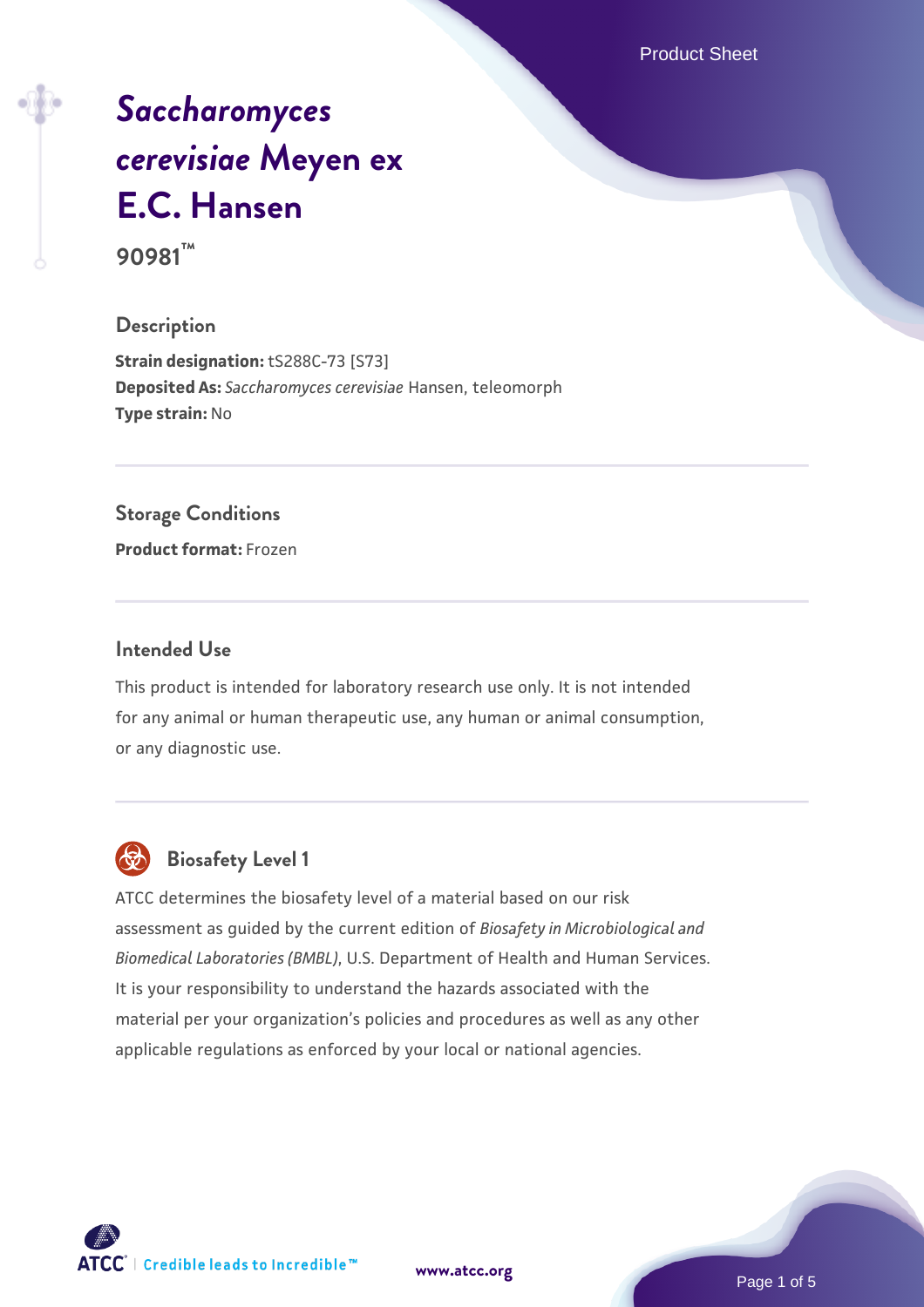# *Saccharomyces cerevisiae* Meyen ex E.C. Hansen

**90981™**

## Description

**Strain designation:** tS288C-73 [S73]
**Deposited As:** *Saccharomyces cerevisiae* Hansen, teleomorph
**Type strain:** No

## Storage Conditions

**Product format:** Frozen

## Intended Use

This product is intended for laboratory research use only. It is not intended for any animal or human therapeutic use, any human or animal consumption, or any diagnostic use.

## Biosafety Level 1

ATCC determines the biosafety level of a material based on our risk assessment as guided by the current edition of *Biosafety in Microbiological and Biomedical Laboratories (BMBL)*, U.S. Department of Health and Human Services. It is your responsibility to understand the hazards associated with the material per your organization's policies and procedures as well as any other applicable regulations as enforced by your local or national agencies.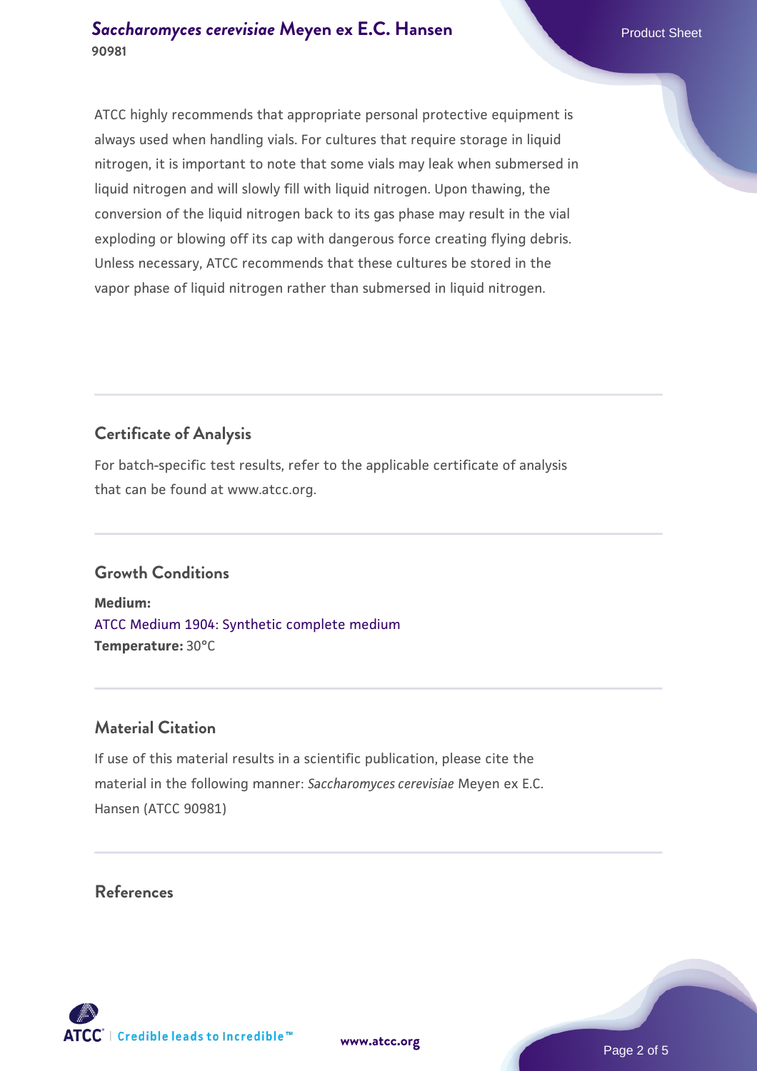ATCC highly recommends that appropriate personal protective equipment is always used when handling vials. For cultures that require storage in liquid nitrogen, it is important to note that some vials may leak when submersed in liquid nitrogen and will slowly fill with liquid nitrogen. Upon thawing, the conversion of the liquid nitrogen back to its gas phase may result in the vial exploding or blowing off its cap with dangerous force creating flying debris. Unless necessary, ATCC recommends that these cultures be stored in the vapor phase of liquid nitrogen rather than submersed in liquid nitrogen.

## Certificate of Analysis

For batch-specific test results, refer to the applicable certificate of analysis that can be found at www.atcc.org.

## Growth Conditions

**Medium:**
ATCC Medium 1904: Synthetic complete medium
**Temperature:** 30°C

## Material Citation

If use of this material results in a scientific publication, please cite the material in the following manner: *Saccharomyces cerevisiae* Meyen ex E.C. Hansen (ATCC 90981)

## References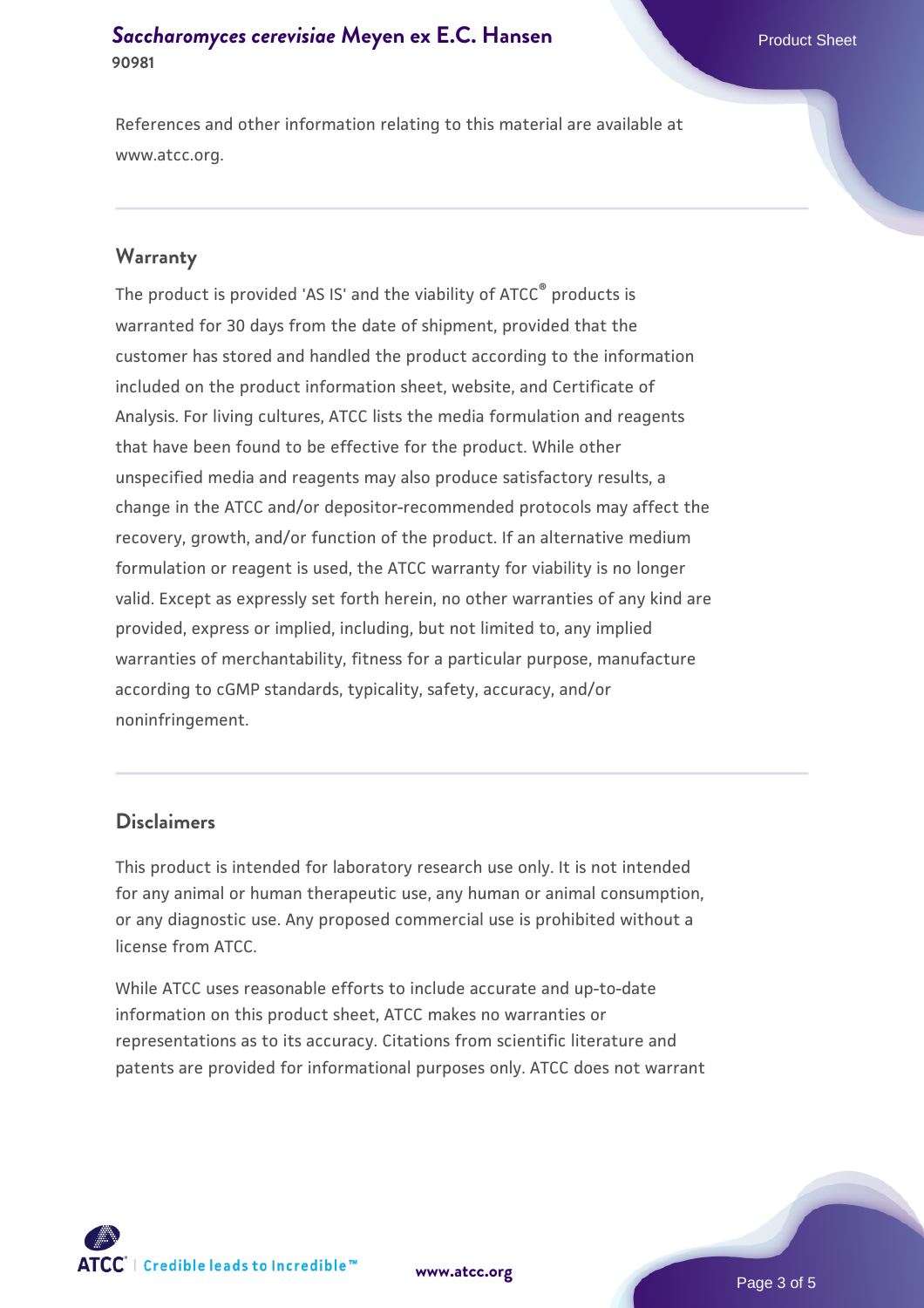References and other information relating to this material are available at www.atcc.org.

## Warranty

The product is provided 'AS IS' and the viability of ATCC® products is warranted for 30 days from the date of shipment, provided that the customer has stored and handled the product according to the information included on the product information sheet, website, and Certificate of Analysis. For living cultures, ATCC lists the media formulation and reagents that have been found to be effective for the product. While other unspecified media and reagents may also produce satisfactory results, a change in the ATCC and/or depositor-recommended protocols may affect the recovery, growth, and/or function of the product. If an alternative medium formulation or reagent is used, the ATCC warranty for viability is no longer valid. Except as expressly set forth herein, no other warranties of any kind are provided, express or implied, including, but not limited to, any implied warranties of merchantability, fitness for a particular purpose, manufacture according to cGMP standards, typicality, safety, accuracy, and/or noninfringement.

## Disclaimers

This product is intended for laboratory research use only. It is not intended for any animal or human therapeutic use, any human or animal consumption, or any diagnostic use. Any proposed commercial use is prohibited without a license from ATCC.

While ATCC uses reasonable efforts to include accurate and up-to-date information on this product sheet, ATCC makes no warranties or representations as to its accuracy. Citations from scientific literature and patents are provided for informational purposes only. ATCC does not warrant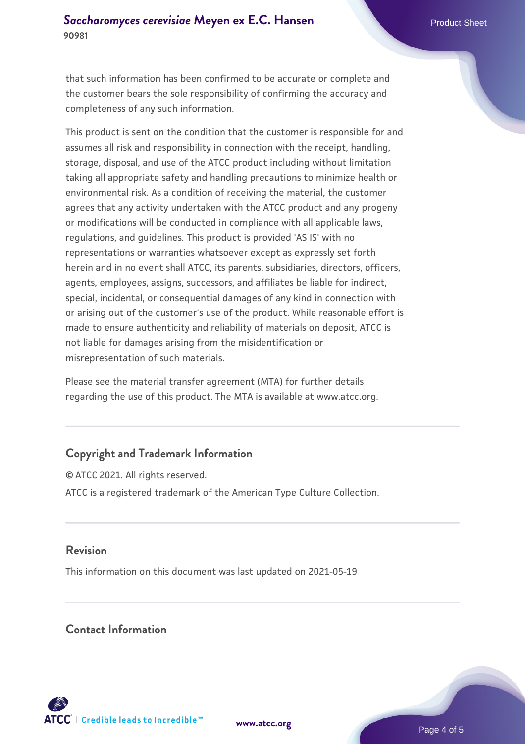that such information has been confirmed to be accurate or complete and the customer bears the sole responsibility of confirming the accuracy and completeness of any such information.

This product is sent on the condition that the customer is responsible for and assumes all risk and responsibility in connection with the receipt, handling, storage, disposal, and use of the ATCC product including without limitation taking all appropriate safety and handling precautions to minimize health or environmental risk. As a condition of receiving the material, the customer agrees that any activity undertaken with the ATCC product and any progeny or modifications will be conducted in compliance with all applicable laws, regulations, and guidelines. This product is provided 'AS IS' with no representations or warranties whatsoever except as expressly set forth herein and in no event shall ATCC, its parents, subsidiaries, directors, officers, agents, employees, assigns, successors, and affiliates be liable for indirect, special, incidental, or consequential damages of any kind in connection with or arising out of the customer's use of the product. While reasonable effort is made to ensure authenticity and reliability of materials on deposit, ATCC is not liable for damages arising from the misidentification or misrepresentation of such materials.

Please see the material transfer agreement (MTA) for further details regarding the use of this product. The MTA is available at www.atcc.org.

## Copyright and Trademark Information

© ATCC 2021. All rights reserved.

ATCC is a registered trademark of the American Type Culture Collection.

## Revision

This information on this document was last updated on 2021-05-19

## Contact Information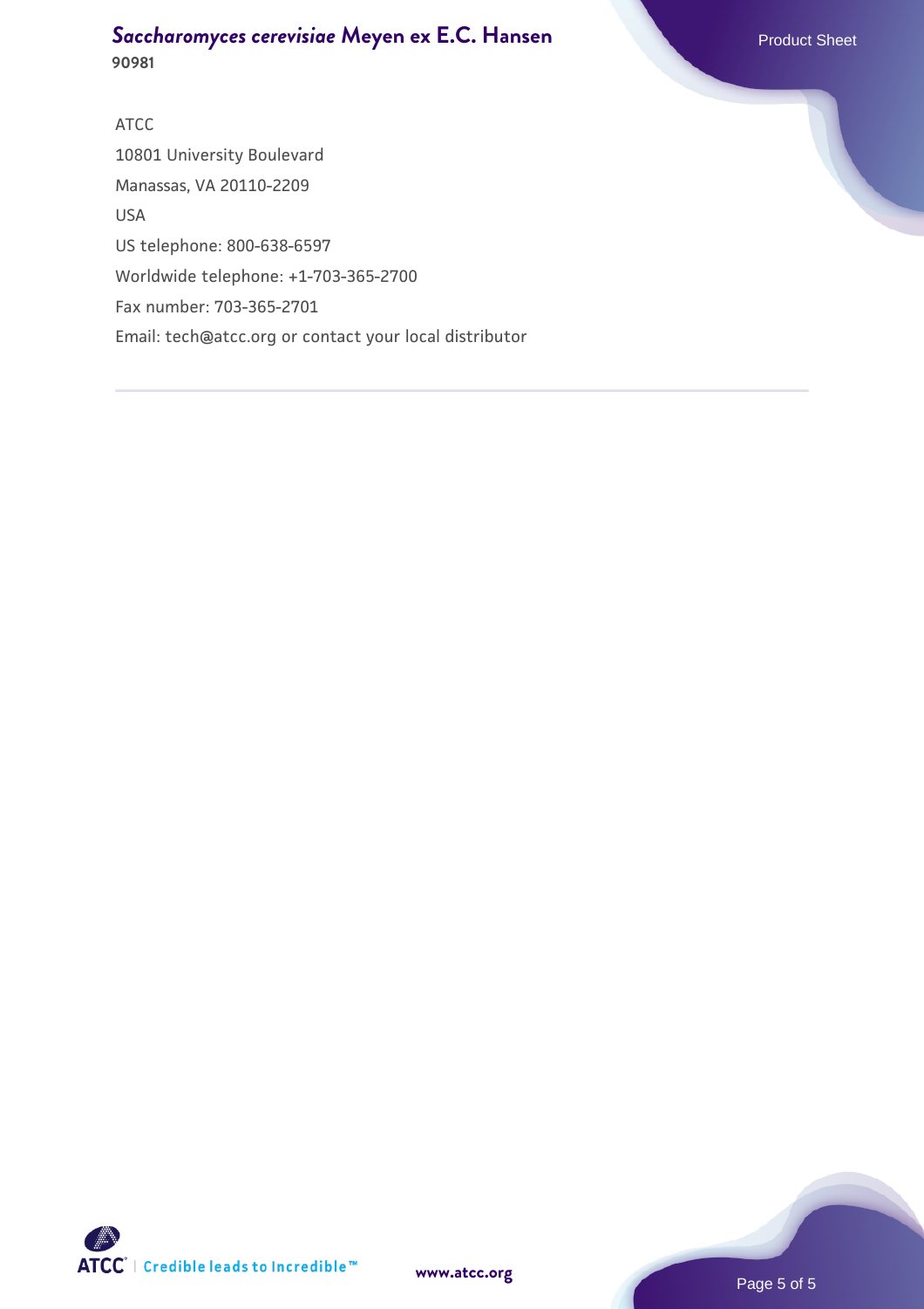ATCC

10801 University Boulevard

Manassas, VA 20110-2209

USA

US telephone: 800-638-6597

Worldwide telephone: +1-703-365-2700

Fax number: 703-365-2701

Email: tech@atcc.org or contact your local distributor